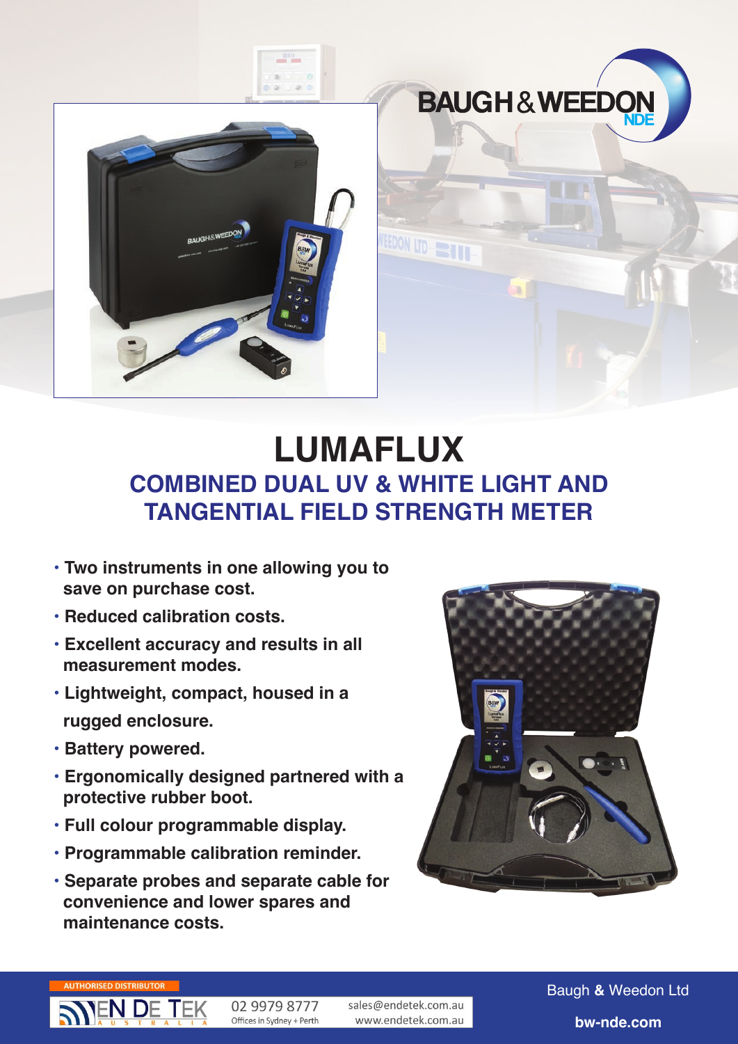BAUGH & WEEDON NDE

# LUMAFLUX

## COMBINED DUAL UV & WHITE LIGHT AND TANGENTIAL FIELD STRENGTH METER

- **Two instruments in one allowing you to save on purchase cost.**
- **Reduced calibration costs.**
- **Excellent accuracy and results in all measurement modes.**
- **Lightweight, compact, housed in a rugged enclosure.**
- **Battery powered.**
- **Ergonomically designed partnered with a protective rubber boot.**
- **Full colour programmable display.**
- **Programmable calibration reminder.**
- **Separate probes and separate cable for convenience and lower spares and maintenance costs.**

AUTHORISED DISTRIBUTOR

EN DE TEK AUSTRALIA

02 9979 8777
Offices in Sydney + Perth

sales@endetek.com.au
www.endetek.com.au

Baugh & Weedon Ltd

**bw-nde.com**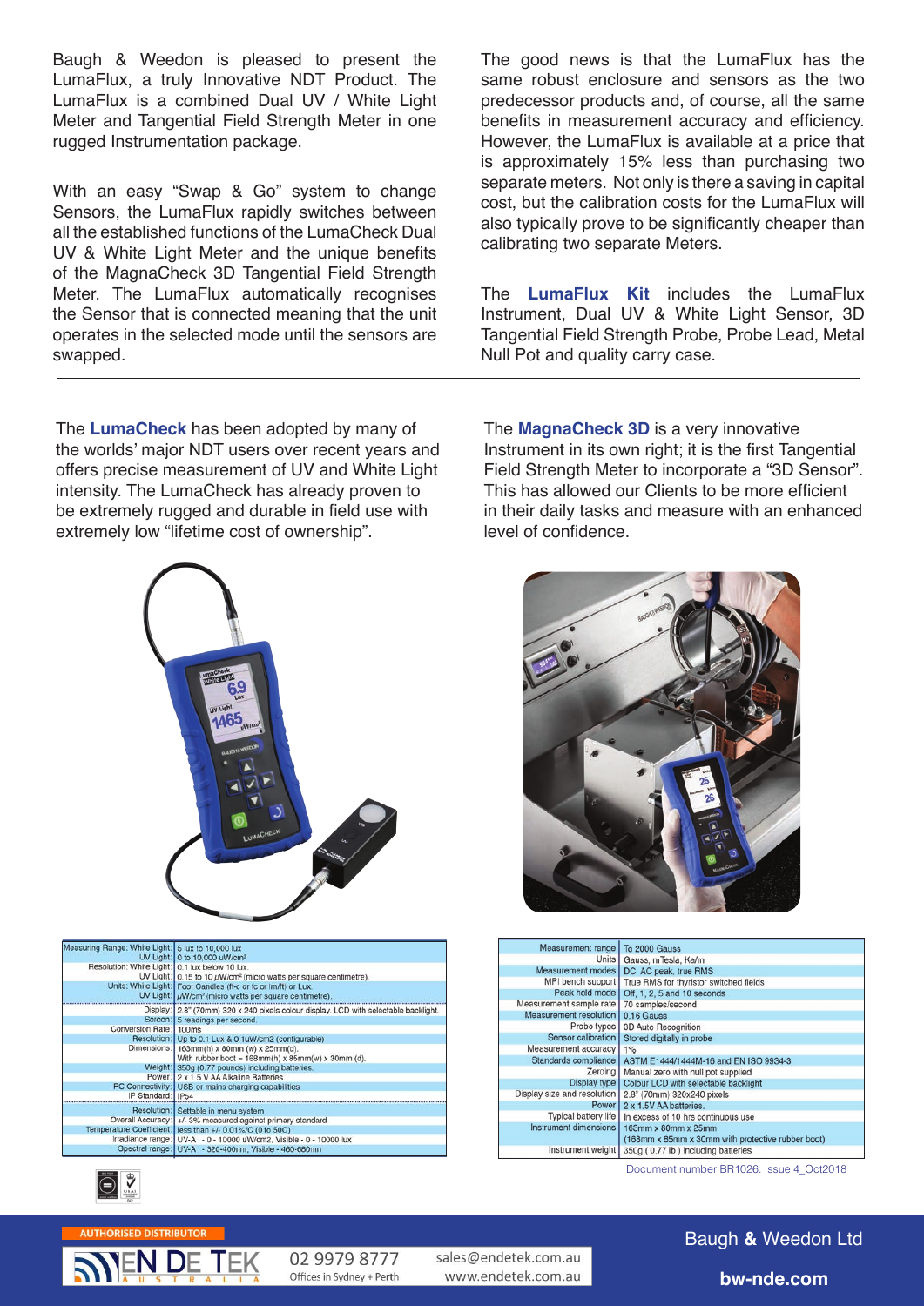Baugh & Weedon is pleased to present the LumaFlux, a truly Innovative NDT Product. The LumaFlux is a combined Dual UV / White Light Meter and Tangential Field Strength Meter in one rugged Instrumentation package.

With an easy "Swap & Go" system to change Sensors, the LumaFlux rapidly switches between all the established functions of the LumaCheck Dual UV & White Light Meter and the unique benefits of the MagnaCheck 3D Tangential Field Strength Meter. The LumaFlux automatically recognises the Sensor that is connected meaning that the unit operates in the selected mode until the sensors are swapped.

The good news is that the LumaFlux has the same robust enclosure and sensors as the two predecessor products and, of course, all the same benefits in measurement accuracy and efficiency. However, the LumaFlux is available at a price that is approximately 15% less than purchasing two separate meters. Not only is there a saving in capital cost, but the calibration costs for the LumaFlux will also typically prove to be significantly cheaper than calibrating two separate Meters.

The **LumaFlux Kit** includes the LumaFlux Instrument, Dual UV & White Light Sensor, 3D Tangential Field Strength Probe, Probe Lead, Metal Null Pot and quality carry case.

---

The **LumaCheck** has been adopted by many of the worlds' major NDT users over recent years and offers precise measurement of UV and White Light intensity. The LumaCheck has already proven to be extremely rugged and durable in field use with extremely low "lifetime cost of ownership".

| | |
|---|---|
| Measuring Range: White Light | 5 lux to 10,000 lux |
| UV Light | 0 to 10,000 uW/cm² |
| Resolution: White Light | 0.1 lux below 10 lux. |
| UV Light | 0.15 to 10 μW/cm² (micro watts per square centimetre). |
| Units: White Light | Foot Candles (ft-c or fc or lm/ft) or Lux. |
| UV Light | μW/cm² (micro watts per square centimetre). |
| Display | 2.8" (70mm) 320 x 240 pixels colour display. LCD with selectable backlight. |
| Screen | 5 readings per second. |
| Conversion Rate | 100ms |
| Resolution | Up to 0.1 Lux & 0.1uW/cm2 (configurable) |
| Dimensions | 163mm(h) x 80mm (w) x 25mm(d). With rubber boot = 168mm(h) x 85mm(w) x 30mm (d). |
| Weight | 350g (0.77 pounds) including batteries. |
| Power | 2 x 1.5 V AA Alkaline Batteries. |
| PC Connectivity | USB or mains charging capabilities |
| IP Standard | IP54 |
| Resolution | Settable in menu system |
| Overall Accuracy | +/- 3% measured against primary standard |
| Temperature Coefficient | less than +/- 0.01%/C (0 to 50C) |
| Irradiance range | UV-A - 0 - 10000 uW/cm2, Visible - 0 - 10000 lux |
| Spectral range | UV-A - 320-400nm, Visible - 460-680nm |

The **MagnaCheck 3D** is a very innovative Instrument in its own right; it is the first Tangential Field Strength Meter to incorporate a "3D Sensor". This has allowed our Clients to be more efficient in their daily tasks and measure with an enhanced level of confidence.

| | |
|---|---|
| Measurement range | To 2000 Gauss |
| Units | Gauss, mTesla, Ka/m |
| Measurement modes | DC, AC peak, true RMS |
| MPI bench support | True RMS for thyristor switched fields |
| Peak hold mode | Off, 1, 2, 5 and 10 seconds |
| Measurement sample rate | 70 samples/second |
| Measurement resolution | 0.16 Gauss |
| Probe types | 3D Auto Recognition |
| Sensor calibration | Stored digitally in probe |
| Measurement accuracy | 1% |
| Standards compliance | ASTM E1444/1444M-16 and EN ISO 9934-3 |
| Zeroing | Manual zero with null pot supplied |
| Display type | Colour LCD with selectable backlight |
| Display size and resolution | 2.8" (70mm) 320x240 pixels |
| Power | 2 x 1.5V AA batteries. |
| Typical battery life | In excess of 10 hrs continuous use |
| Instrument dimensions | 163mm x 80mm x 25mm (168mm x 85mm x 30mm with protective rubber boot) |
| Instrument weight | 350g ( 0.77 lb ) including batteries |

Document number BR1026: Issue 4_Oct2018

AUTHORISED DISTRIBUTOR

ENDETEK AUSTRALIA

02 9979 8777
Offices in Sydney + Perth

sales@endetek.com.au
www.endetek.com.au

Baugh & Weedon Ltd

bw-nde.com